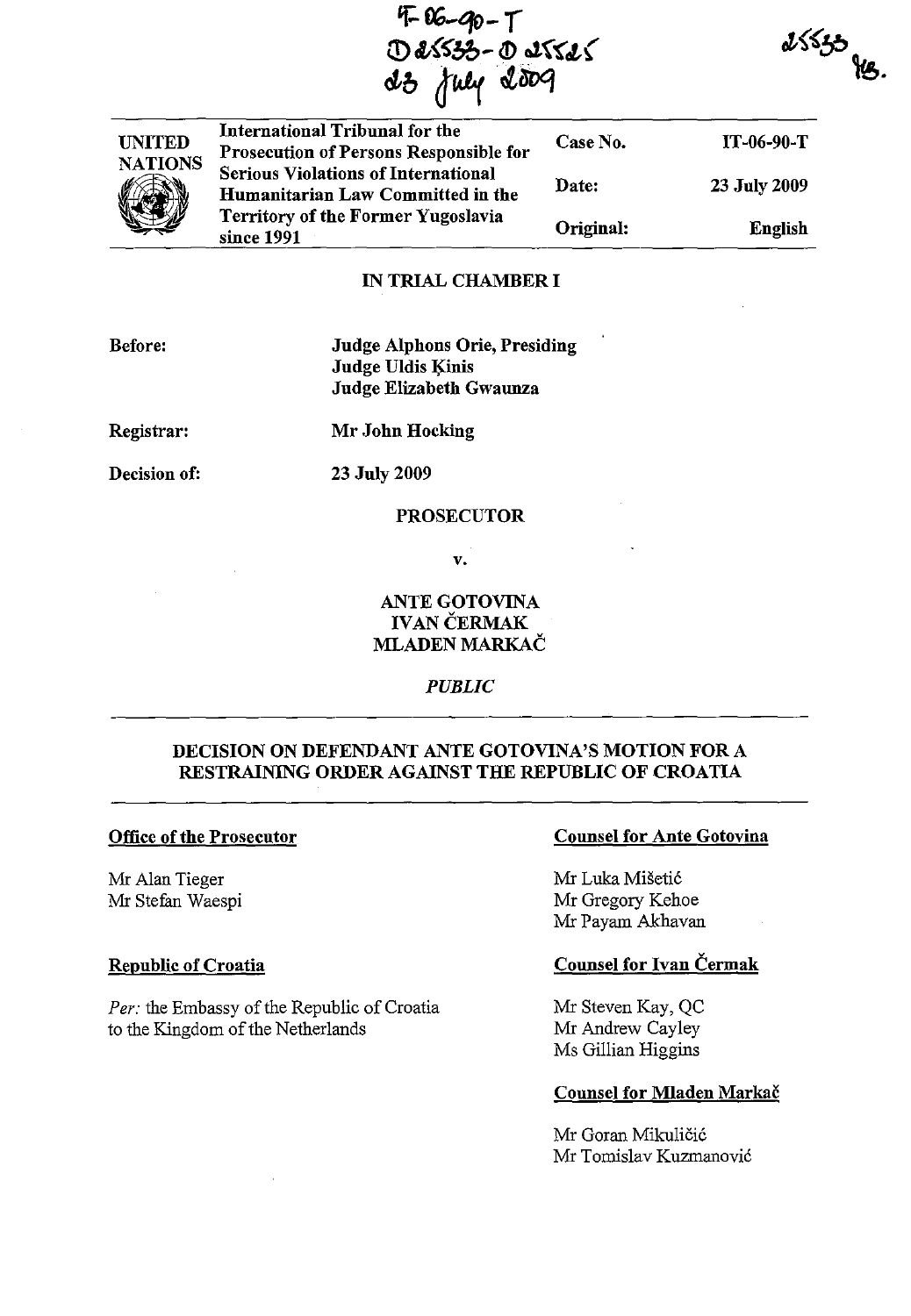IT-06-90-T
D25533 - D25525
23 July 2009

25533
MB.

| UNITED NATIONS | International Tribunal for the Prosecution of Persons Responsible for Serious Violations of International Humanitarian Law Committed in the Territory of the Former Yugoslavia since 1991 | Case No. | IT-06-90-T |
|---|---|---|---|
| | | Date: | 23 July 2009 |
| | | Original: | English |

## IN TRIAL CHAMBER I

**Before:** **Judge Alphons Orie, Presiding**
**Judge Uldis Ķinis**
**Judge Elizabeth Gwaunza**

**Registrar:** **Mr John Hocking**

**Decision of:** **23 July 2009**

**PROSECUTOR**

**v.**

**ANTE GOTOVINA**
**IVAN ČERMAK**
**MLADEN MARKAČ**

*PUBLIC*

## DECISION ON DEFENDANT ANTE GOTOVINA'S MOTION FOR A RESTRAINING ORDER AGAINST THE REPUBLIC OF CROATIA

**Office of the Prosecutor**

Mr Alan Tieger
Mr Stefan Waespi

**Republic of Croatia**

*Per:* the Embassy of the Republic of Croatia to the Kingdom of the Netherlands

**Counsel for Ante Gotovina**

Mr Luka Mišetić
Mr Gregory Kehoe
Mr Payam Akhavan

**Counsel for Ivan Čermak**

Mr Steven Kay, QC
Mr Andrew Cayley
Ms Gillian Higgins

**Counsel for Mladen Markač**

Mr Goran Mikuličić
Mr Tomislav Kuzmanović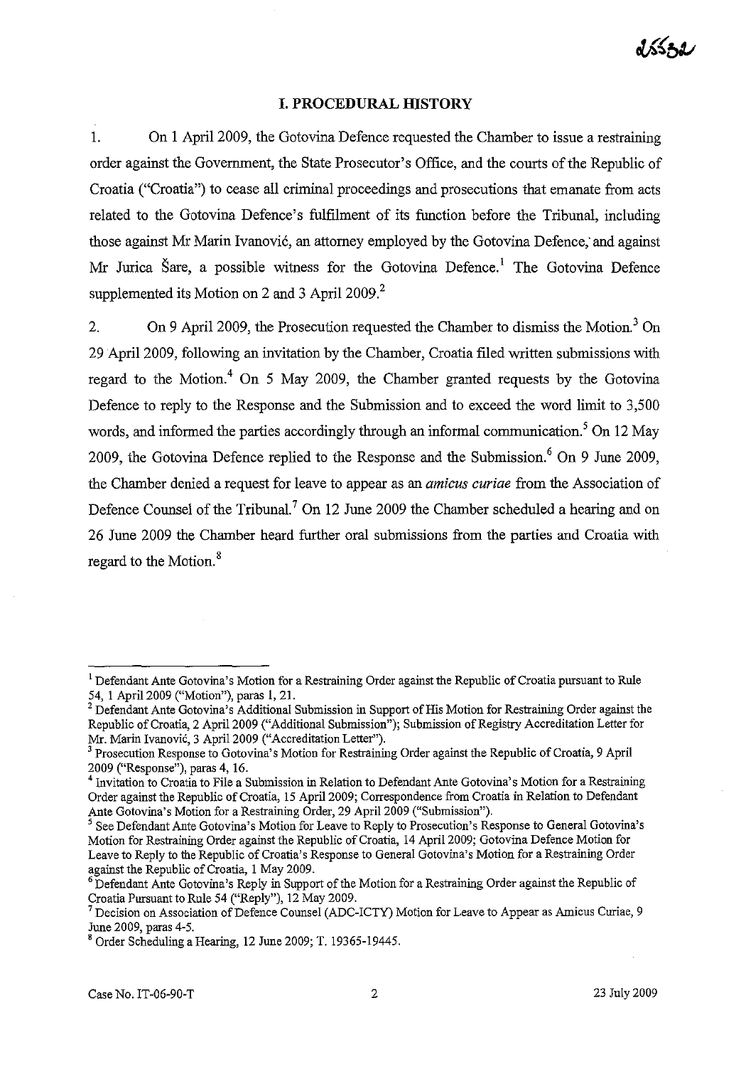## I. PROCEDURAL HISTORY

1. On 1 April 2009, the Gotovina Defence requested the Chamber to issue a restraining order against the Government, the State Prosecutor's Office, and the courts of the Republic of Croatia ("Croatia") to cease all criminal proceedings and prosecutions that emanate from acts related to the Gotovina Defence's fulfilment of its function before the Tribunal, including those against Mr Marin Ivanović, an attorney employed by the Gotovina Defence, and against Mr Jurica Šare, a possible witness for the Gotovina Defence.[1] The Gotovina Defence supplemented its Motion on 2 and 3 April 2009.[2]

2. On 9 April 2009, the Prosecution requested the Chamber to dismiss the Motion.[3] On 29 April 2009, following an invitation by the Chamber, Croatia filed written submissions with regard to the Motion.[4] On 5 May 2009, the Chamber granted requests by the Gotovina Defence to reply to the Response and the Submission and to exceed the word limit to 3,500 words, and informed the parties accordingly through an informal communication.[5] On 12 May 2009, the Gotovina Defence replied to the Response and the Submission.[6] On 9 June 2009, the Chamber denied a request for leave to appear as an *amicus curiae* from the Association of Defence Counsel of the Tribunal.[7] On 12 June 2009 the Chamber scheduled a hearing and on 26 June 2009 the Chamber heard further oral submissions from the parties and Croatia with regard to the Motion.[8]

---

[1] Defendant Ante Gotovina's Motion for a Restraining Order against the Republic of Croatia pursuant to Rule 54, 1 April 2009 ("Motion"), paras 1, 21.

[2] Defendant Ante Gotovina's Additional Submission in Support of His Motion for Restraining Order against the Republic of Croatia, 2 April 2009 ("Additional Submission"); Submission of Registry Accreditation Letter for Mr. Marin Ivanović, 3 April 2009 ("Accreditation Letter").

[3] Prosecution Response to Gotovina's Motion for Restraining Order against the Republic of Croatia, 9 April 2009 ("Response"), paras 4, 16.

[4] Invitation to Croatia to File a Submission in Relation to Defendant Ante Gotovina's Motion for a Restraining Order against the Republic of Croatia, 15 April 2009; Correspondence from Croatia in Relation to Defendant Ante Gotovina's Motion for a Restraining Order, 29 April 2009 ("Submission").

[5] See Defendant Ante Gotovina's Motion for Leave to Reply to Prosecution's Response to General Gotovina's Motion for Restraining Order against the Republic of Croatia, 14 April 2009; Gotovina Defence Motion for Leave to Reply to the Republic of Croatia's Response to General Gotovina's Motion for a Restraining Order against the Republic of Croatia, 1 May 2009.

[6] Defendant Ante Gotovina's Reply in Support of the Motion for a Restraining Order against the Republic of Croatia Pursuant to Rule 54 ("Reply"), 12 May 2009.

[7] Decision on Association of Defence Counsel (ADC-ICTY) Motion for Leave to Appear as Amicus Curiae, 9 June 2009, paras 4-5.

[8] Order Scheduling a Hearing, 12 June 2009; T. 19365-19445.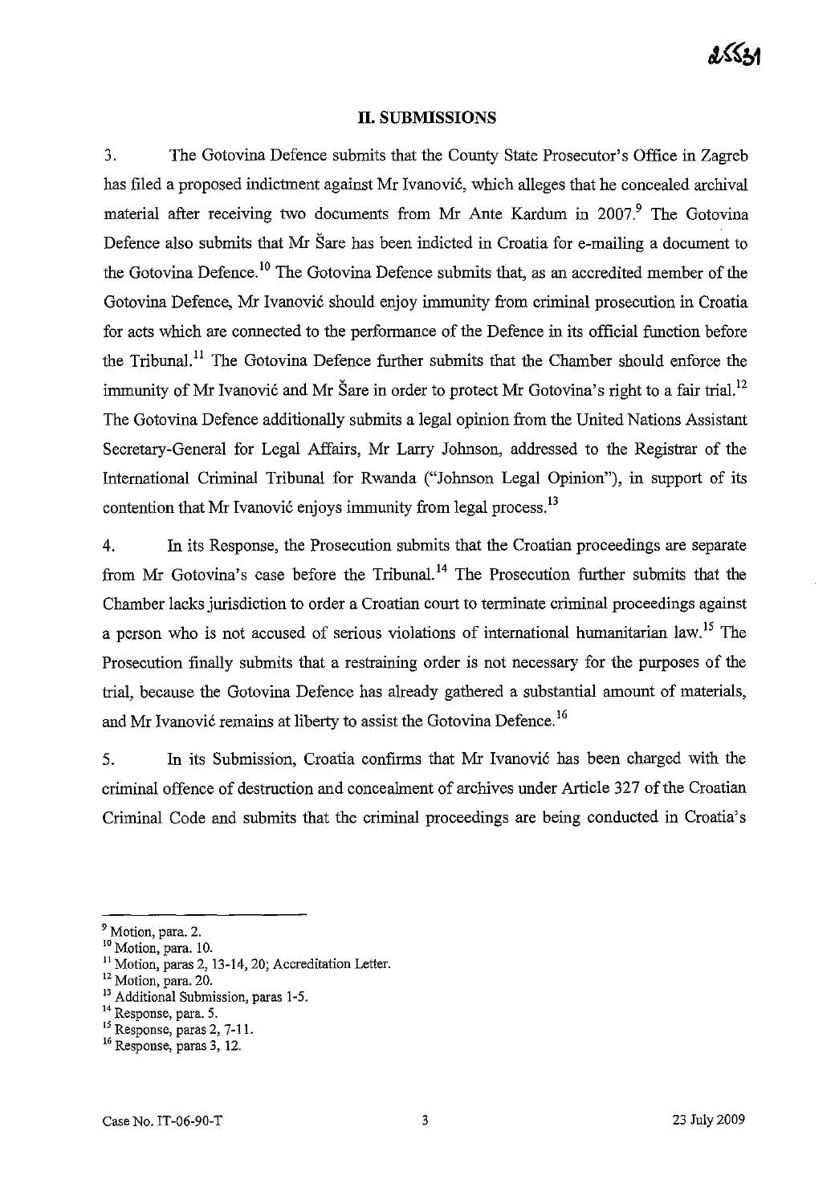## II. SUBMISSIONS

3. The Gotovina Defence submits that the County State Prosecutor's Office in Zagreb has filed a proposed indictment against Mr Ivanović, which alleges that he concealed archival material after receiving two documents from Mr Ante Kardum in 2007.[9] The Gotovina Defence also submits that Mr Šare has been indicted in Croatia for e-mailing a document to the Gotovina Defence.[10] The Gotovina Defence submits that, as an accredited member of the Gotovina Defence, Mr Ivanović should enjoy immunity from criminal prosecution in Croatia for acts which are connected to the performance of the Defence in its official function before the Tribunal.[11] The Gotovina Defence further submits that the Chamber should enforce the immunity of Mr Ivanović and Mr Šare in order to protect Mr Gotovina's right to a fair trial.[12] The Gotovina Defence additionally submits a legal opinion from the United Nations Assistant Secretary-General for Legal Affairs, Mr Larry Johnson, addressed to the Registrar of the International Criminal Tribunal for Rwanda ("Johnson Legal Opinion"), in support of its contention that Mr Ivanović enjoys immunity from legal process.[13]

4. In its Response, the Prosecution submits that the Croatian proceedings are separate from Mr Gotovina's case before the Tribunal.[14] The Prosecution further submits that the Chamber lacks jurisdiction to order a Croatian court to terminate criminal proceedings against a person who is not accused of serious violations of international humanitarian law.[15] The Prosecution finally submits that a restraining order is not necessary for the purposes of the trial, because the Gotovina Defence has already gathered a substantial amount of materials, and Mr Ivanović remains at liberty to assist the Gotovina Defence.[16]

5. In its Submission, Croatia confirms that Mr Ivanović has been charged with the criminal offence of destruction and concealment of archives under Article 327 of the Croatian Criminal Code and submits that the criminal proceedings are being conducted in Croatia's

---

[9] Motion, para. 2.
[10] Motion, para. 10.
[11] Motion, paras 2, 13-14, 20; Accreditation Letter.
[12] Motion, para. 20.
[13] Additional Submission, paras 1-5.
[14] Response, para. 5.
[15] Response, paras 2, 7-11.
[16] Response, paras 3, 12.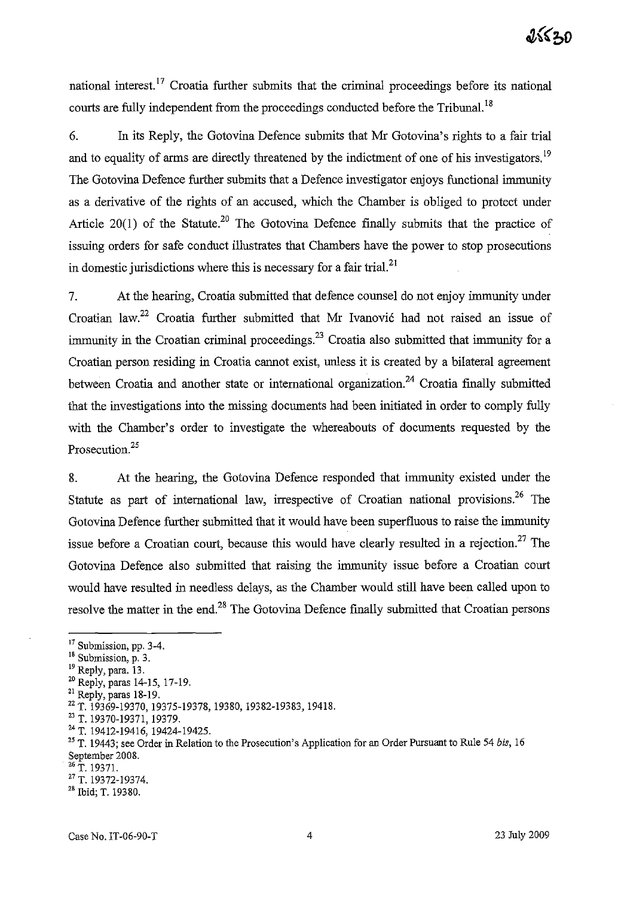national interest.[17] Croatia further submits that the criminal proceedings before its national courts are fully independent from the proceedings conducted before the Tribunal.[18]

6. In its Reply, the Gotovina Defence submits that Mr Gotovina's rights to a fair trial and to equality of arms are directly threatened by the indictment of one of his investigators.[19] The Gotovina Defence further submits that a Defence investigator enjoys functional immunity as a derivative of the rights of an accused, which the Chamber is obliged to protect under Article 20(1) of the Statute.[20] The Gotovina Defence finally submits that the practice of issuing orders for safe conduct illustrates that Chambers have the power to stop prosecutions in domestic jurisdictions where this is necessary for a fair trial.[21]

7. At the hearing, Croatia submitted that defence counsel do not enjoy immunity under Croatian law.[22] Croatia further submitted that Mr Ivanović had not raised an issue of immunity in the Croatian criminal proceedings.[23] Croatia also submitted that immunity for a Croatian person residing in Croatia cannot exist, unless it is created by a bilateral agreement between Croatia and another state or international organization.[24] Croatia finally submitted that the investigations into the missing documents had been initiated in order to comply fully with the Chamber's order to investigate the whereabouts of documents requested by the Prosecution.[25]

8. At the hearing, the Gotovina Defence responded that immunity existed under the Statute as part of international law, irrespective of Croatian national provisions.[26] The Gotovina Defence further submitted that it would have been superfluous to raise the immunity issue before a Croatian court, because this would have clearly resulted in a rejection.[27] The Gotovina Defence also submitted that raising the immunity issue before a Croatian court would have resulted in needless delays, as the Chamber would still have been called upon to resolve the matter in the end.[28] The Gotovina Defence finally submitted that Croatian persons

---

[17] Submission, pp. 3-4.

[18] Submission, p. 3.

[19] Reply, para. 13.

[20] Reply, paras 14-15, 17-19.

[21] Reply, paras 18-19.

[22] T. 19369-19370, 19375-19378, 19380, 19382-19383, 19418.

[23] T. 19370-19371, 19379.

[24] T. 19412-19416, 19424-19425.

[25] T. 19443; see Order in Relation to the Prosecution's Application for an Order Pursuant to Rule 54 *bis*, 16 September 2008.

[26] T. 19371.

[27] T. 19372-19374.

[28] Ibid; T. 19380.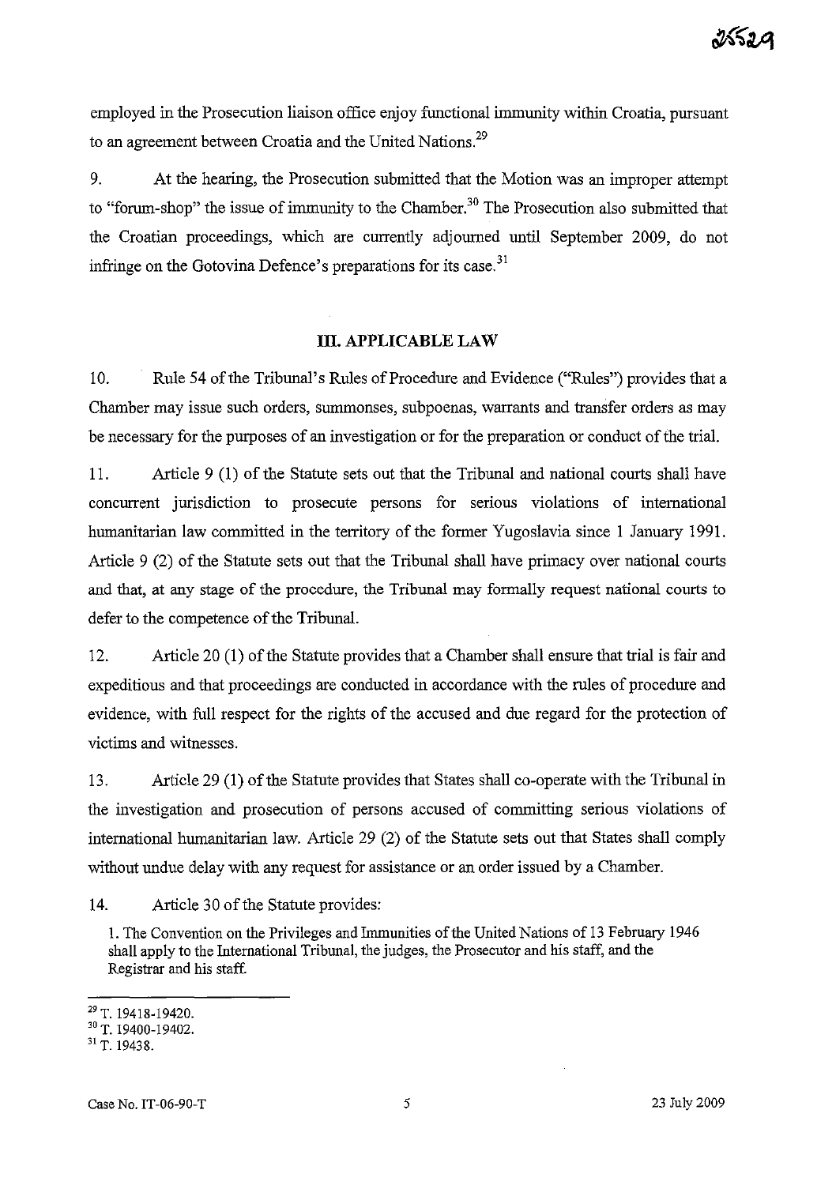employed in the Prosecution liaison office enjoy functional immunity within Croatia, pursuant to an agreement between Croatia and the United Nations.[29]

9. At the hearing, the Prosecution submitted that the Motion was an improper attempt to "forum-shop" the issue of immunity to the Chamber.[30] The Prosecution also submitted that the Croatian proceedings, which are currently adjourned until September 2009, do not infringe on the Gotovina Defence's preparations for its case.[31]

## III. APPLICABLE LAW

10. Rule 54 of the Tribunal's Rules of Procedure and Evidence ("Rules") provides that a Chamber may issue such orders, summonses, subpoenas, warrants and transfer orders as may be necessary for the purposes of an investigation or for the preparation or conduct of the trial.

11. Article 9 (1) of the Statute sets out that the Tribunal and national courts shall have concurrent jurisdiction to prosecute persons for serious violations of international humanitarian law committed in the territory of the former Yugoslavia since 1 January 1991. Article 9 (2) of the Statute sets out that the Tribunal shall have primacy over national courts and that, at any stage of the procedure, the Tribunal may formally request national courts to defer to the competence of the Tribunal.

12. Article 20 (1) of the Statute provides that a Chamber shall ensure that trial is fair and expeditious and that proceedings are conducted in accordance with the rules of procedure and evidence, with full respect for the rights of the accused and due regard for the protection of victims and witnesses.

13. Article 29 (1) of the Statute provides that States shall co-operate with the Tribunal in the investigation and prosecution of persons accused of committing serious violations of international humanitarian law. Article 29 (2) of the Statute sets out that States shall comply without undue delay with any request for assistance or an order issued by a Chamber.

14. Article 30 of the Statute provides:

> 1. The Convention on the Privileges and Immunities of the United Nations of 13 February 1946 shall apply to the International Tribunal, the judges, the Prosecutor and his staff, and the Registrar and his staff.

---

[29] T. 19418-19420.

[30] T. 19400-19402.

[31] T. 19438.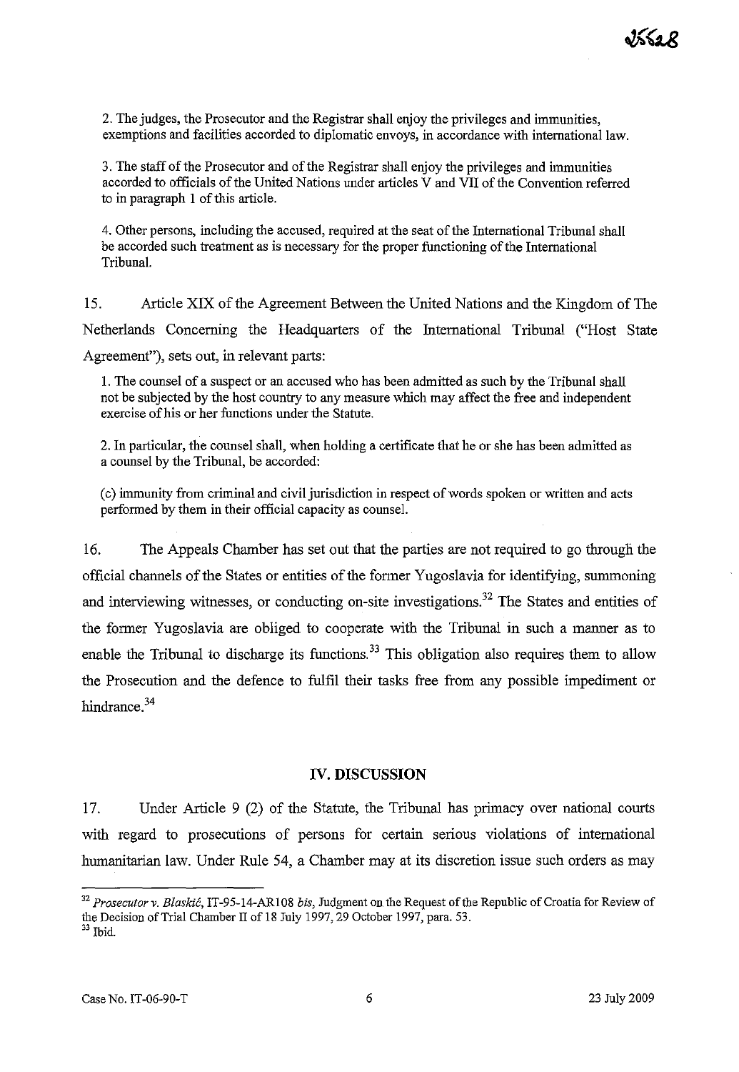> 2. The judges, the Prosecutor and the Registrar shall enjoy the privileges and immunities, exemptions and facilities accorded to diplomatic envoys, in accordance with international law.
>
> 3. The staff of the Prosecutor and of the Registrar shall enjoy the privileges and immunities accorded to officials of the United Nations under articles V and VII of the Convention referred to in paragraph 1 of this article.
>
> 4. Other persons, including the accused, required at the seat of the International Tribunal shall be accorded such treatment as is necessary for the proper functioning of the International Tribunal.

15. Article XIX of the Agreement Between the United Nations and the Kingdom of The Netherlands Concerning the Headquarters of the International Tribunal ("Host State Agreement"), sets out, in relevant parts:

> 1. The counsel of a suspect or an accused who has been admitted as such by the Tribunal shall not be subjected by the host country to any measure which may affect the free and independent exercise of his or her functions under the Statute.
>
> 2. In particular, the counsel shall, when holding a certificate that he or she has been admitted as a counsel by the Tribunal, be accorded:
>
> (c) immunity from criminal and civil jurisdiction in respect of words spoken or written and acts performed by them in their official capacity as counsel.

16. The Appeals Chamber has set out that the parties are not required to go through the official channels of the States or entities of the former Yugoslavia for identifying, summoning and interviewing witnesses, or conducting on-site investigations.[32] The States and entities of the former Yugoslavia are obliged to cooperate with the Tribunal in such a manner as to enable the Tribunal to discharge its functions.[33] This obligation also requires them to allow the Prosecution and the defence to fulfil their tasks free from any possible impediment or hindrance.[34]

## IV. DISCUSSION

17. Under Article 9 (2) of the Statute, the Tribunal has primacy over national courts with regard to prosecutions of persons for certain serious violations of international humanitarian law. Under Rule 54, a Chamber may at its discretion issue such orders as may

---

[32] *Prosecutor v. Blaskić*, IT-95-14-AR108 *bis*, Judgment on the Request of the Republic of Croatia for Review of the Decision of Trial Chamber II of 18 July 1997, 29 October 1997, para. 53.

[33] Ibid.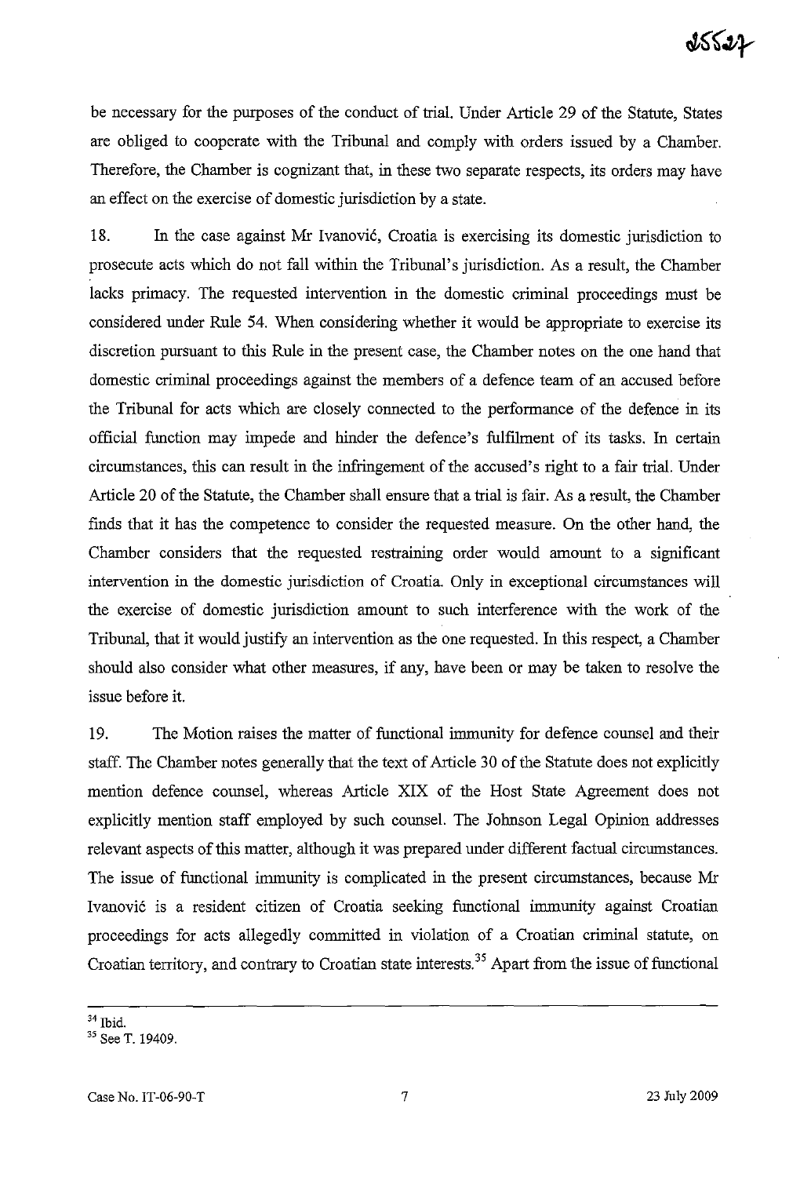be necessary for the purposes of the conduct of trial. Under Article 29 of the Statute, States are obliged to cooperate with the Tribunal and comply with orders issued by a Chamber. Therefore, the Chamber is cognizant that, in these two separate respects, its orders may have an effect on the exercise of domestic jurisdiction by a state.

18. In the case against Mr Ivanović, Croatia is exercising its domestic jurisdiction to prosecute acts which do not fall within the Tribunal's jurisdiction. As a result, the Chamber lacks primacy. The requested intervention in the domestic criminal proceedings must be considered under Rule 54. When considering whether it would be appropriate to exercise its discretion pursuant to this Rule in the present case, the Chamber notes on the one hand that domestic criminal proceedings against the members of a defence team of an accused before the Tribunal for acts which are closely connected to the performance of the defence in its official function may impede and hinder the defence's fulfilment of its tasks. In certain circumstances, this can result in the infringement of the accused's right to a fair trial. Under Article 20 of the Statute, the Chamber shall ensure that a trial is fair. As a result, the Chamber finds that it has the competence to consider the requested measure. On the other hand, the Chamber considers that the requested restraining order would amount to a significant intervention in the domestic jurisdiction of Croatia. Only in exceptional circumstances will the exercise of domestic jurisdiction amount to such interference with the work of the Tribunal, that it would justify an intervention as the one requested. In this respect, a Chamber should also consider what other measures, if any, have been or may be taken to resolve the issue before it.

19. The Motion raises the matter of functional immunity for defence counsel and their staff. The Chamber notes generally that the text of Article 30 of the Statute does not explicitly mention defence counsel, whereas Article XIX of the Host State Agreement does not explicitly mention staff employed by such counsel. The Johnson Legal Opinion addresses relevant aspects of this matter, although it was prepared under different factual circumstances. The issue of functional immunity is complicated in the present circumstances, because Mr Ivanović is a resident citizen of Croatia seeking functional immunity against Croatian proceedings for acts allegedly committed in violation of a Croatian criminal statute, on Croatian territory, and contrary to Croatian state interests.[35] Apart from the issue of functional

---

[34] Ibid.

[35] See T. 19409.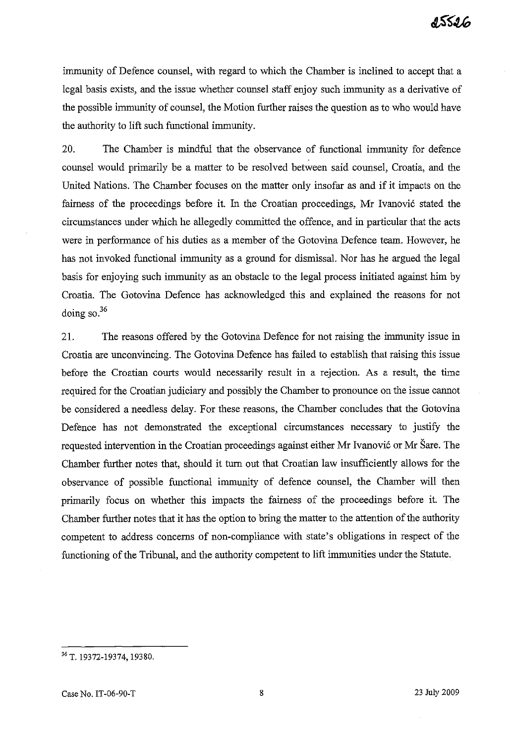immunity of Defence counsel, with regard to which the Chamber is inclined to accept that a legal basis exists, and the issue whether counsel staff enjoy such immunity as a derivative of the possible immunity of counsel, the Motion further raises the question as to who would have the authority to lift such functional immunity.

20. The Chamber is mindful that the observance of functional immunity for defence counsel would primarily be a matter to be resolved between said counsel, Croatia, and the United Nations. The Chamber focuses on the matter only insofar as and if it impacts on the fairness of the proceedings before it. In the Croatian proceedings, Mr Ivanović stated the circumstances under which he allegedly committed the offence, and in particular that the acts were in performance of his duties as a member of the Gotovina Defence team. However, he has not invoked functional immunity as a ground for dismissal. Nor has he argued the legal basis for enjoying such immunity as an obstacle to the legal process initiated against him by Croatia. The Gotovina Defence has acknowledged this and explained the reasons for not doing so.[36]

21. The reasons offered by the Gotovina Defence for not raising the immunity issue in Croatia are unconvincing. The Gotovina Defence has failed to establish that raising this issue before the Croatian courts would necessarily result in a rejection. As a result, the time required for the Croatian judiciary and possibly the Chamber to pronounce on the issue cannot be considered a needless delay. For these reasons, the Chamber concludes that the Gotovina Defence has not demonstrated the exceptional circumstances necessary to justify the requested intervention in the Croatian proceedings against either Mr Ivanović or Mr Šare. The Chamber further notes that, should it turn out that Croatian law insufficiently allows for the observance of possible functional immunity of defence counsel, the Chamber will then primarily focus on whether this impacts the fairness of the proceedings before it. The Chamber further notes that it has the option to bring the matter to the attention of the authority competent to address concerns of non-compliance with state's obligations in respect of the functioning of the Tribunal, and the authority competent to lift immunities under the Statute.

---

[36] T. 19372-19374, 19380.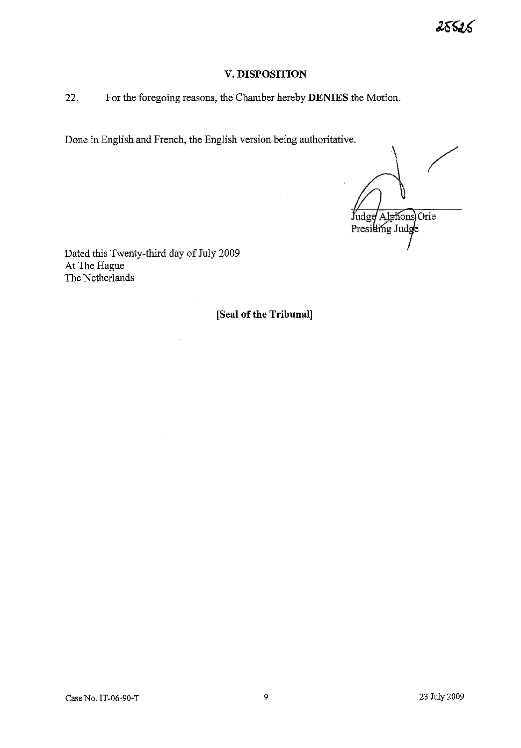## V. DISPOSITION

22. For the foregoing reasons, the Chamber hereby **DENIES** the Motion.

Done in English and French, the English version being authoritative.

Judge Alphons Orie
Presiding Judge

Dated this Twenty-third day of July 2009
At The Hague
The Netherlands

**[Seal of the Tribunal]**